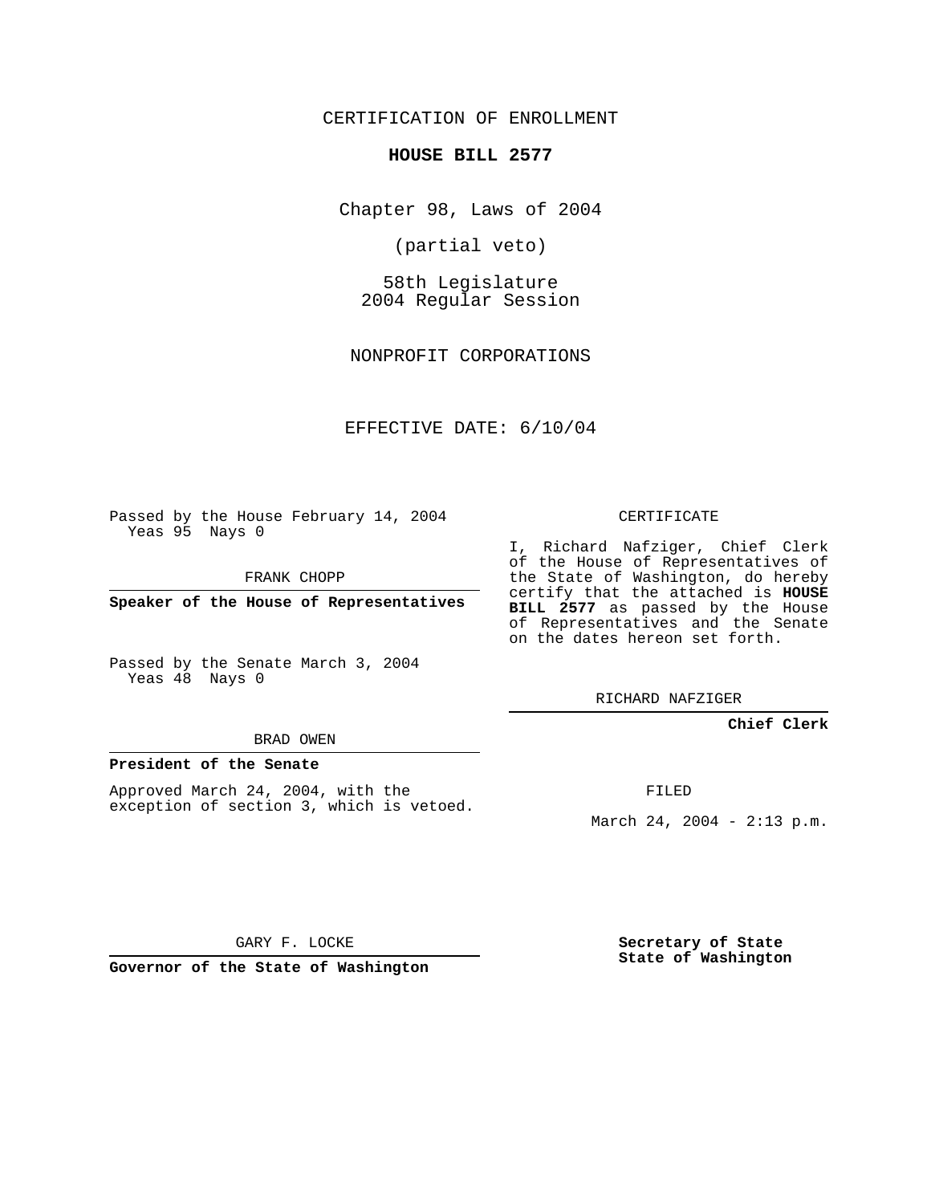CERTIFICATION OF ENROLLMENT

**HOUSE BILL 2577**

Chapter 98, Laws of 2004

(partial veto)

58th Legislature
2004 Regular Session

NONPROFIT CORPORATIONS

EFFECTIVE DATE: 6/10/04

Passed by the House February 14, 2004
Yeas 95 Nays 0

FRANK CHOPP

**Speaker of the House of Representatives**

Passed by the Senate March 3, 2004
Yeas 48 Nays 0

BRAD OWEN

**President of the Senate**

Approved March 24, 2004, with the exception of section 3, which is vetoed.

GARY F. LOCKE

**Governor of the State of Washington**

CERTIFICATE

I, Richard Nafziger, Chief Clerk of the House of Representatives of the State of Washington, do hereby certify that the attached is **HOUSE BILL 2577** as passed by the House of Representatives and the Senate on the dates hereon set forth.

RICHARD NAFZIGER

**Chief Clerk**

FILED

March 24, 2004 - 2:13 p.m.

**Secretary of State**
**State of Washington**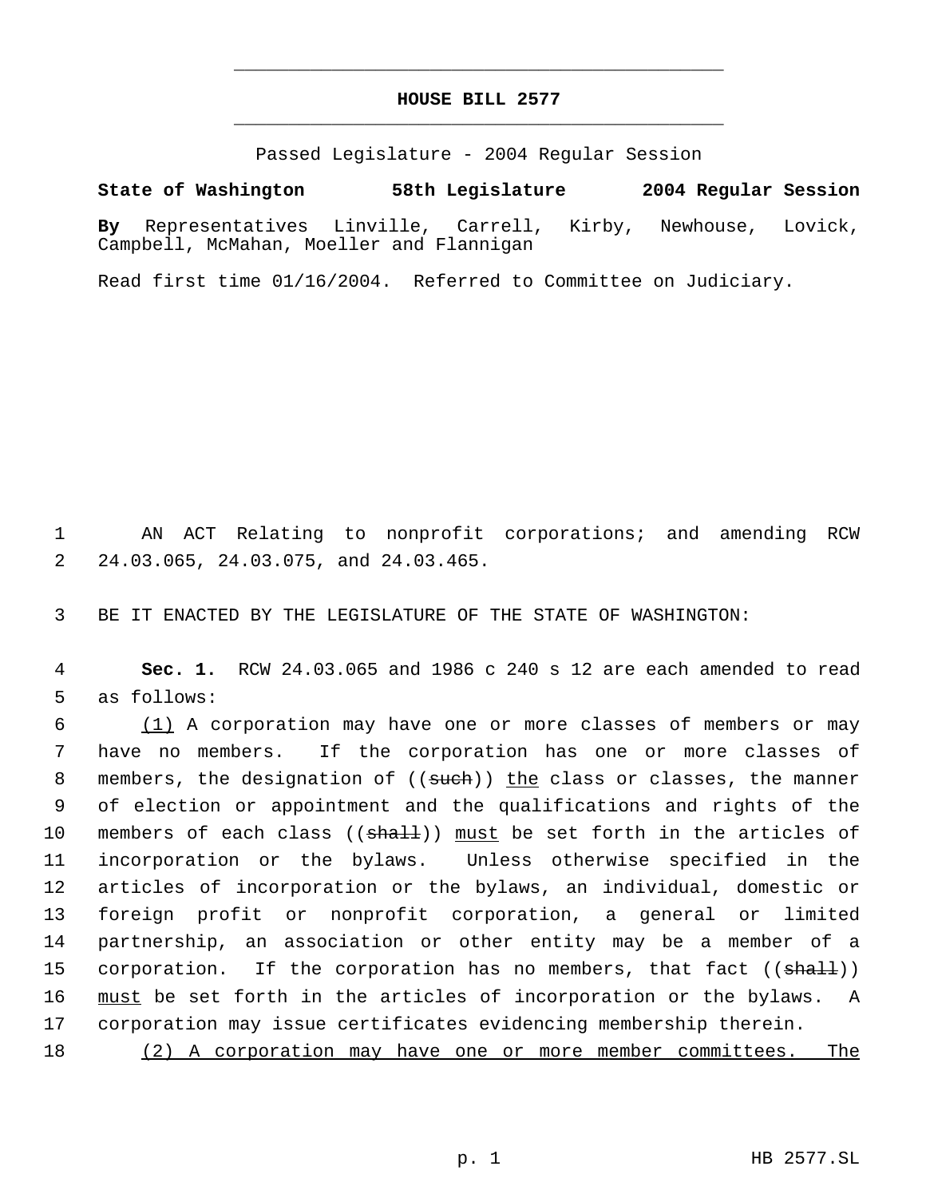# HOUSE BILL 2577

Passed Legislature - 2004 Regular Session

**State of Washington 58th Legislature 2004 Regular Session**

**By** Representatives Linville, Carrell, Kirby, Newhouse, Lovick, Campbell, McMahan, Moeller and Flannigan

Read first time 01/16/2004. Referred to Committee on Judiciary.

AN ACT Relating to nonprofit corporations; and amending RCW 24.03.065, 24.03.075, and 24.03.465.

BE IT ENACTED BY THE LEGISLATURE OF THE STATE OF WASHINGTON:

**Sec. 1.** RCW 24.03.065 and 1986 c 240 s 12 are each amended to read as follows:

(1) A corporation may have one or more classes of members or may have no members. If the corporation has one or more classes of members, the designation of ((such)) the class or classes, the manner of election or appointment and the qualifications and rights of the members of each class ((shall)) must be set forth in the articles of incorporation or the bylaws. Unless otherwise specified in the articles of incorporation or the bylaws, an individual, domestic or foreign profit or nonprofit corporation, a general or limited partnership, an association or other entity may be a member of a corporation. If the corporation has no members, that fact ((shall)) must be set forth in the articles of incorporation or the bylaws. A corporation may issue certificates evidencing membership therein.

(2) A corporation may have one or more member committees. The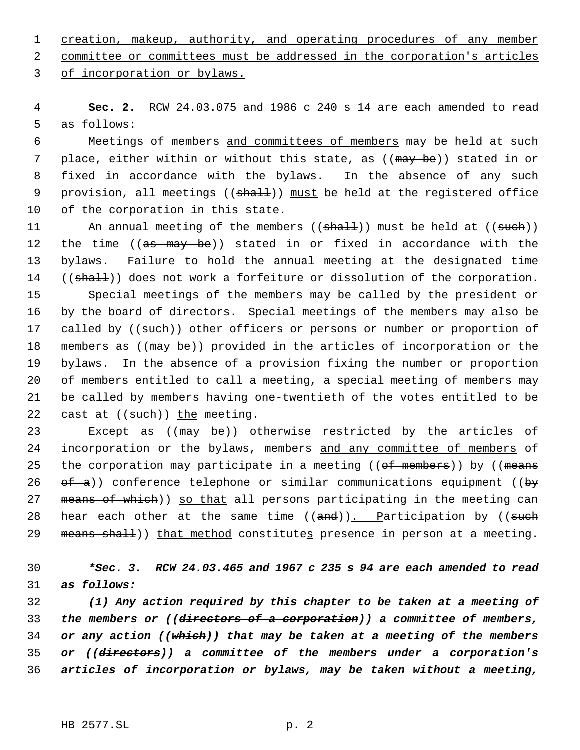creation, makeup, authority, and operating procedures of any member committee or committees must be addressed in the corporation's articles of incorporation or bylaws.

**Sec. 2.** RCW 24.03.075 and 1986 c 240 s 14 are each amended to read as follows:

Meetings of members and committees of members may be held at such place, either within or without this state, as ((may be)) stated in or fixed in accordance with the bylaws. In the absence of any such provision, all meetings ((shall)) must be held at the registered office of the corporation in this state.

An annual meeting of the members ((shall)) must be held at ((such)) the time ((as may be)) stated in or fixed in accordance with the bylaws. Failure to hold the annual meeting at the designated time ((shall)) does not work a forfeiture or dissolution of the corporation.

Special meetings of the members may be called by the president or by the board of directors. Special meetings of the members may also be called by ((such)) other officers or persons or number or proportion of members as ((may be)) provided in the articles of incorporation or the bylaws. In the absence of a provision fixing the number or proportion of members entitled to call a meeting, a special meeting of members may be called by members having one-twentieth of the votes entitled to be cast at ((such)) the meeting.

Except as ((may be)) otherwise restricted by the articles of incorporation or the bylaws, members and any committee of members of the corporation may participate in a meeting ((of members)) by ((means of a)) conference telephone or similar communications equipment ((by means of which)) so that all persons participating in the meeting can hear each other at the same time ((and)). Participation by ((such means shall)) that method constitutes presence in person at a meeting.

***Sec. 3. RCW 24.03.465 and 1967 c 235 s 94 are each amended to read as follows:***

***(1) Any action required by this chapter to be taken at a meeting of the members or ((directors of a corporation)) a committee of members, or any action ((which)) that may be taken at a meeting of the members or ((directors)) a committee of the members under a corporation's articles of incorporation or bylaws, may be taken without a meeting,***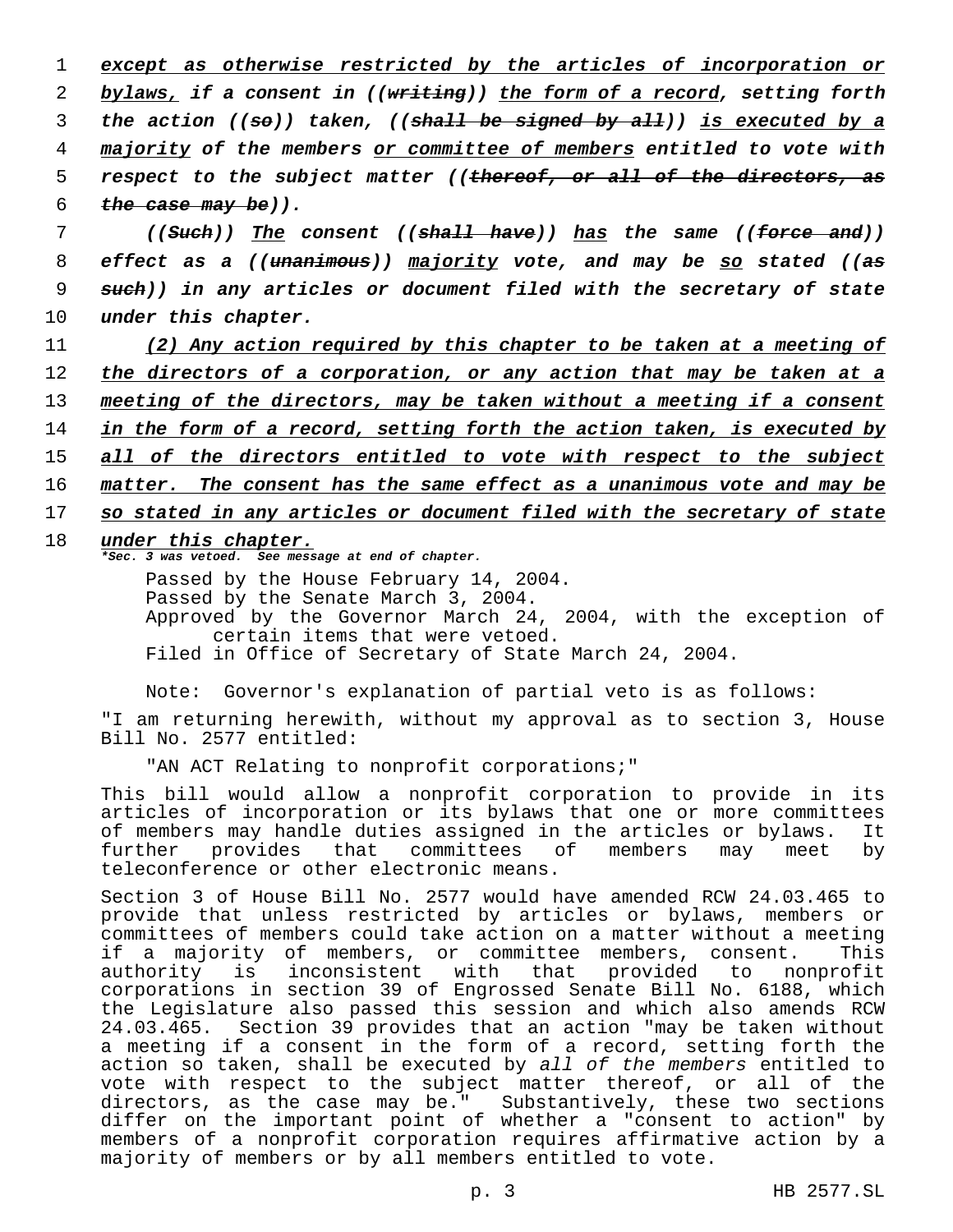*except as otherwise restricted by the articles of incorporation or bylaws, if a consent in ((~~writing~~)) the form of a record, setting forth the action ((~~so~~)) taken, ((~~shall be signed by all~~)) is executed by a majority of the members or committee of members entitled to vote with respect to the subject matter ((~~thereof, or all of the directors, as the case may be~~)).*

*((~~Such~~)) The consent ((~~shall have~~)) has the same ((~~force and~~)) effect as a ((~~unanimous~~)) majority vote, and may be so stated ((~~as such~~)) in any articles or document filed with the secretary of state under this chapter.*

*(2) Any action required by this chapter to be taken at a meeting of the directors of a corporation, or any action that may be taken at a meeting of the directors, may be taken without a meeting if a consent in the form of a record, setting forth the action taken, is executed by all of the directors entitled to vote with respect to the subject matter. The consent has the same effect as a unanimous vote and may be so stated in any articles or document filed with the secretary of state under this chapter.*

***Sec. 3 was vetoed. See message at end of chapter.***

Passed by the House February 14, 2004.
Passed by the Senate March 3, 2004.
Approved by the Governor March 24, 2004, with the exception of certain items that were vetoed.
Filed in Office of Secretary of State March 24, 2004.

Note: Governor's explanation of partial veto is as follows:

"I am returning herewith, without my approval as to section 3, House Bill No. 2577 entitled:

"AN ACT Relating to nonprofit corporations;"

This bill would allow a nonprofit corporation to provide in its articles of incorporation or its bylaws that one or more committees of members may handle duties assigned in the articles or bylaws. It further provides that committees of members may meet by teleconference or other electronic means.

Section 3 of House Bill No. 2577 would have amended RCW 24.03.465 to provide that unless restricted by articles or bylaws, members or committees of members could take action on a matter without a meeting if a majority of members, or committee members, consent. This authority is inconsistent with that provided to nonprofit corporations in section 39 of Engrossed Senate Bill No. 6188, which the Legislature also passed this session and which also amends RCW 24.03.465. Section 39 provides that an action "may be taken without a meeting if a consent in the form of a record, setting forth the action so taken, shall be executed by *all of the members* entitled to vote with respect to the subject matter thereof, or all of the directors, as the case may be." Substantively, these two sections differ on the important point of whether a "consent to action" by members of a nonprofit corporation requires affirmative action by a majority of members or by all members entitled to vote.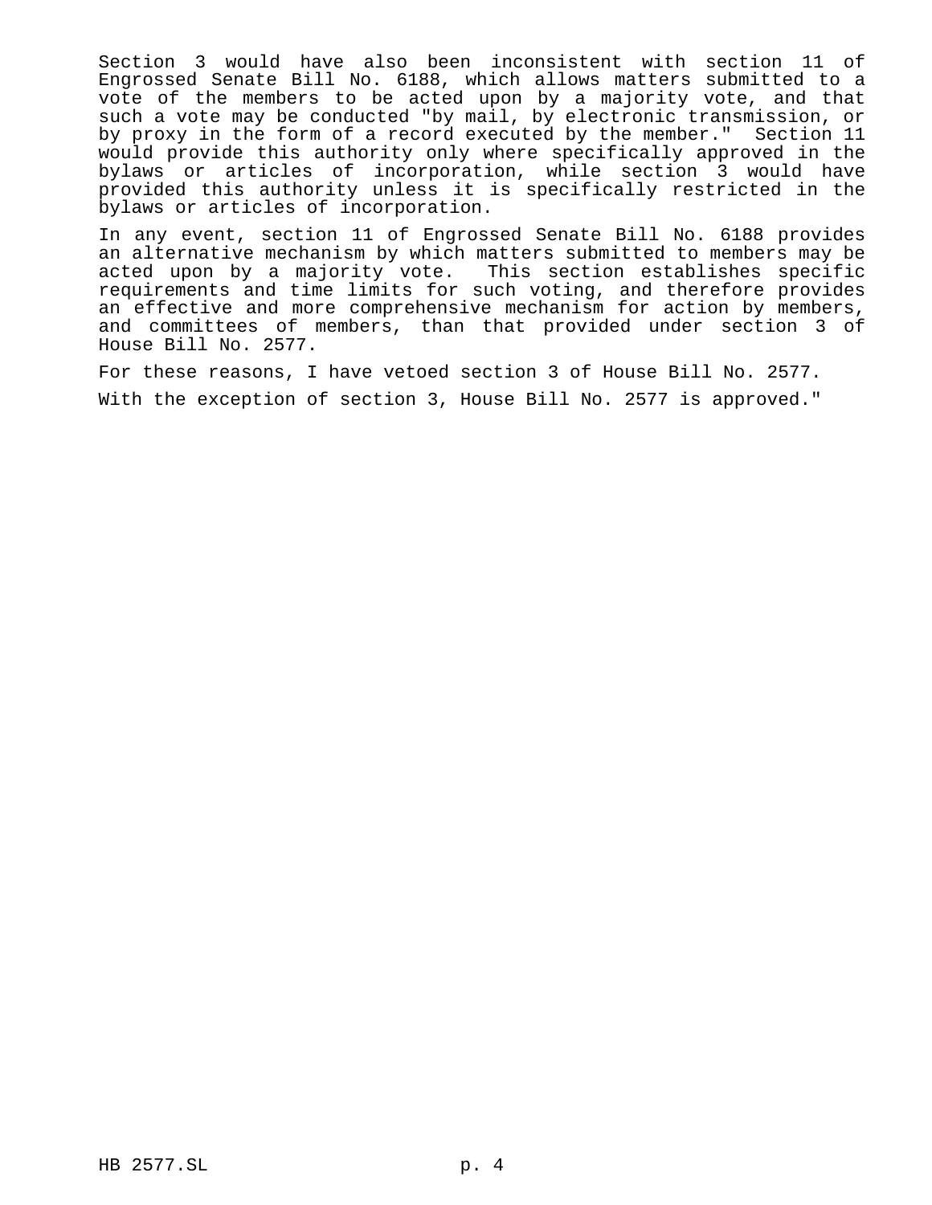Section 3 would have also been inconsistent with section 11 of Engrossed Senate Bill No. 6188, which allows matters submitted to a vote of the members to be acted upon by a majority vote, and that such a vote may be conducted "by mail, by electronic transmission, or by proxy in the form of a record executed by the member." Section 11 would provide this authority only where specifically approved in the bylaws or articles of incorporation, while section 3 would have provided this authority unless it is specifically restricted in the bylaws or articles of incorporation.

In any event, section 11 of Engrossed Senate Bill No. 6188 provides an alternative mechanism by which matters submitted to members may be acted upon by a majority vote. This section establishes specific requirements and time limits for such voting, and therefore provides an effective and more comprehensive mechanism for action by members, and committees of members, than that provided under section 3 of House Bill No. 2577.

For these reasons, I have vetoed section 3 of House Bill No. 2577.

With the exception of section 3, House Bill No. 2577 is approved."